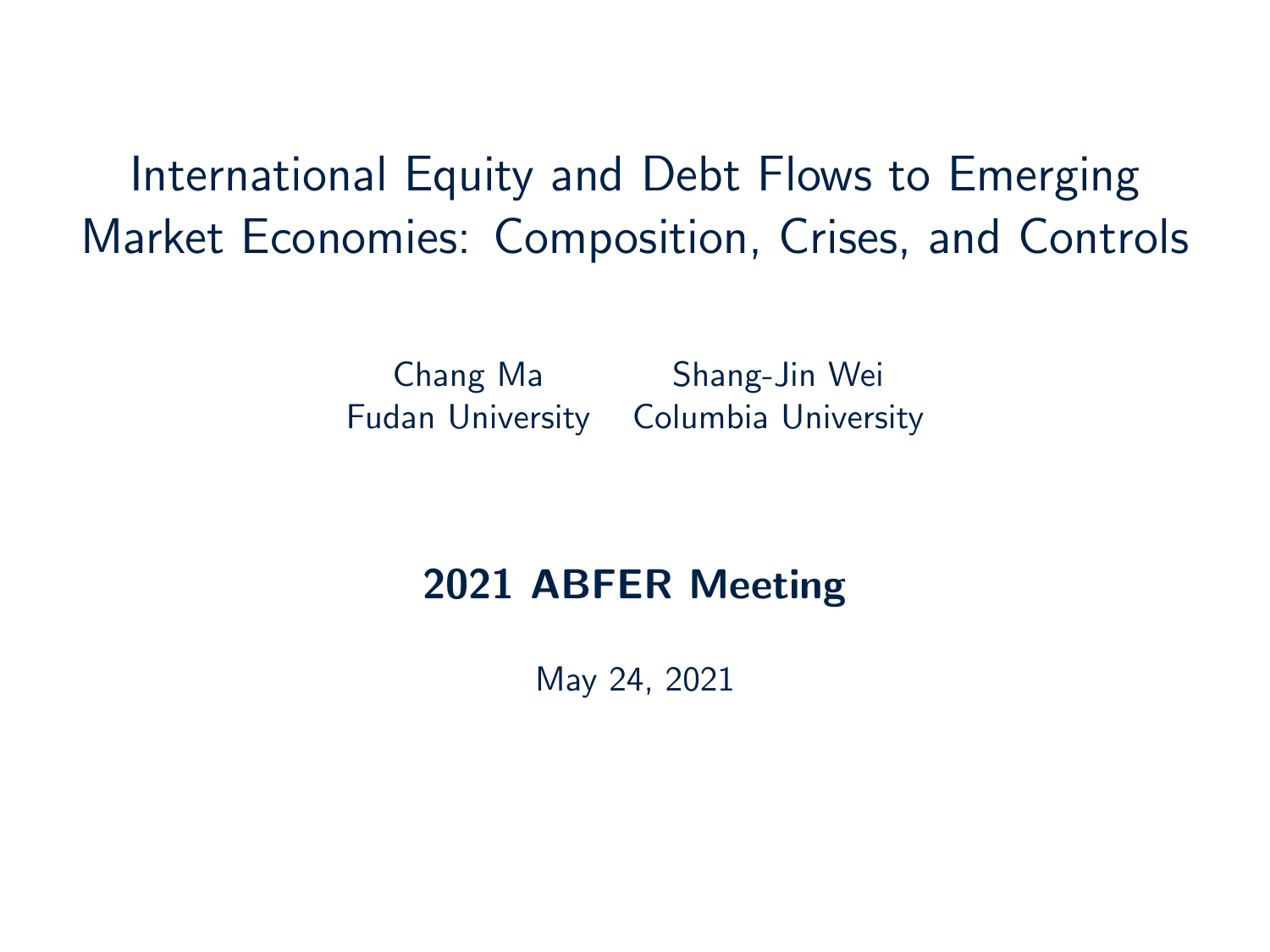# International Equity and Debt Flows to Emerging Market Economies: Composition, Crises, and Controls

Chang Ma
Fudan University

Shang-Jin Wei
Columbia University

**2021 ABFER Meeting**

May 24, 2021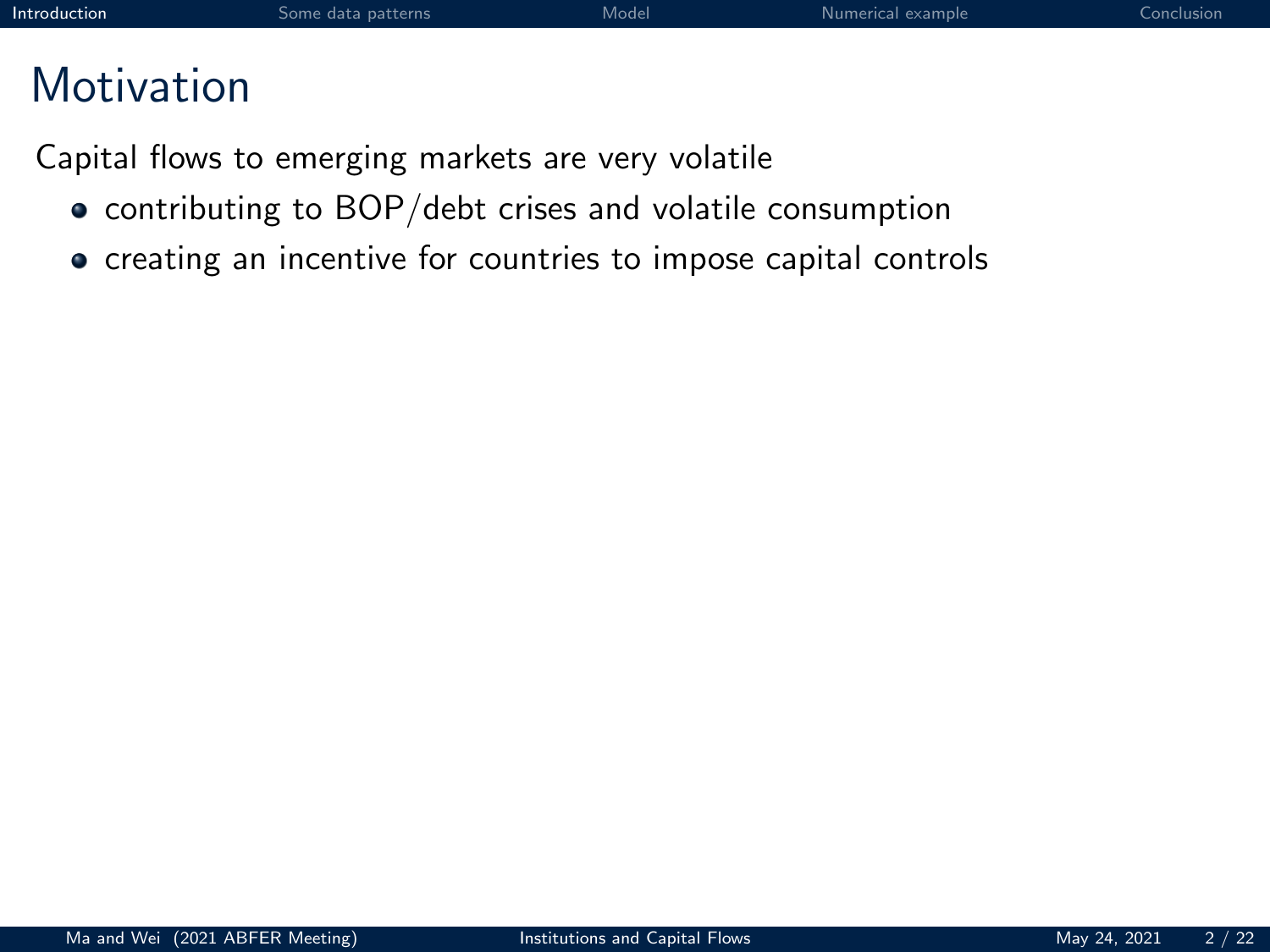# Motivation

Capital flows to emerging markets are very volatile

- contributing to BOP/debt crises and volatile consumption
- creating an incentive for countries to impose capital controls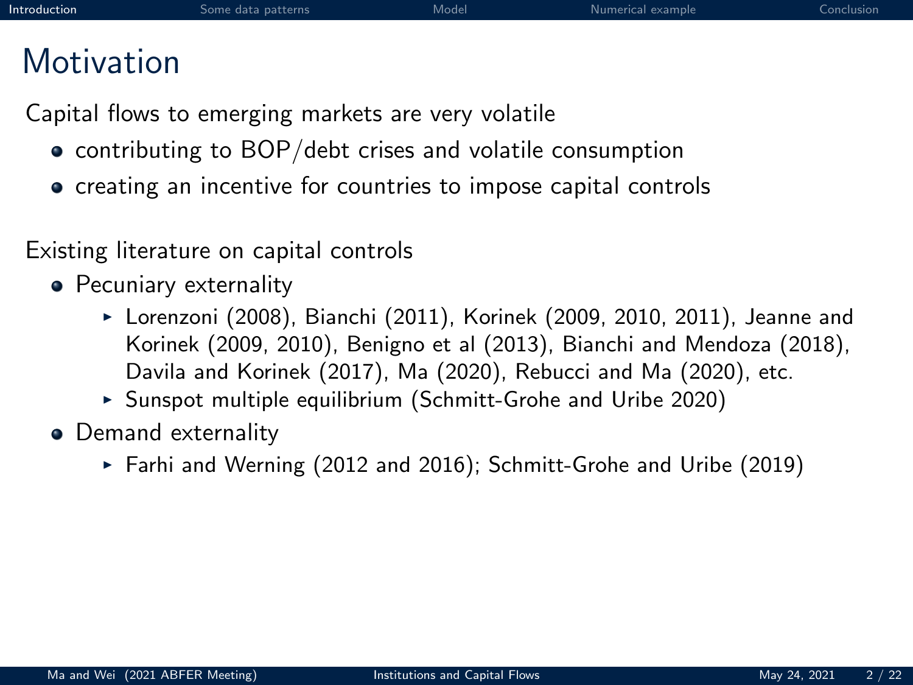# Motivation

Capital flows to emerging markets are very volatile

- contributing to BOP/debt crises and volatile consumption
- creating an incentive for countries to impose capital controls

Existing literature on capital controls

- Pecuniary externality
  - Lorenzoni (2008), Bianchi (2011), Korinek (2009, 2010, 2011), Jeanne and Korinek (2009, 2010), Benigno et al (2013), Bianchi and Mendoza (2018), Davila and Korinek (2017), Ma (2020), Rebucci and Ma (2020), etc.
  - Sunspot multiple equilibrium (Schmitt-Grohe and Uribe 2020)
- Demand externality
  - Farhi and Werning (2012 and 2016); Schmitt-Grohe and Uribe (2019)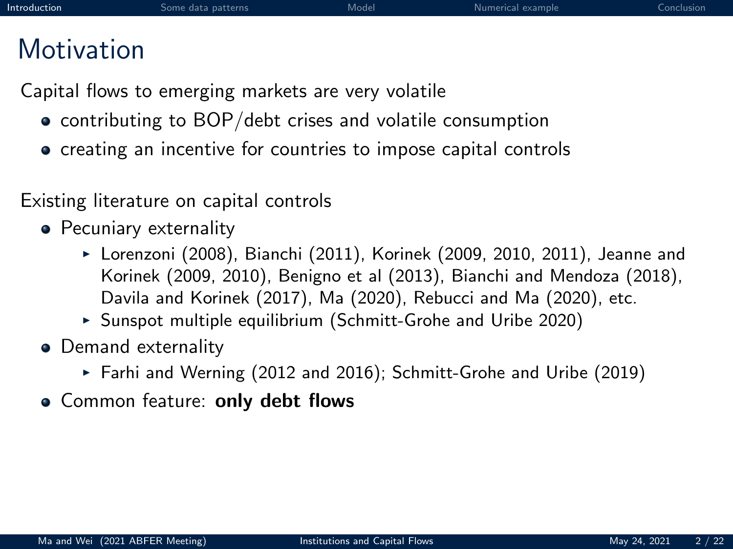# Motivation

Capital flows to emerging markets are very volatile

- contributing to BOP/debt crises and volatile consumption
- creating an incentive for countries to impose capital controls

Existing literature on capital controls

- Pecuniary externality
  - Lorenzoni (2008), Bianchi (2011), Korinek (2009, 2010, 2011), Jeanne and Korinek (2009, 2010), Benigno et al (2013), Bianchi and Mendoza (2018), Davila and Korinek (2017), Ma (2020), Rebucci and Ma (2020), etc.
  - Sunspot multiple equilibrium (Schmitt-Grohe and Uribe 2020)
- Demand externality
  - Farhi and Werning (2012 and 2016); Schmitt-Grohe and Uribe (2019)
- Common feature: **only debt flows**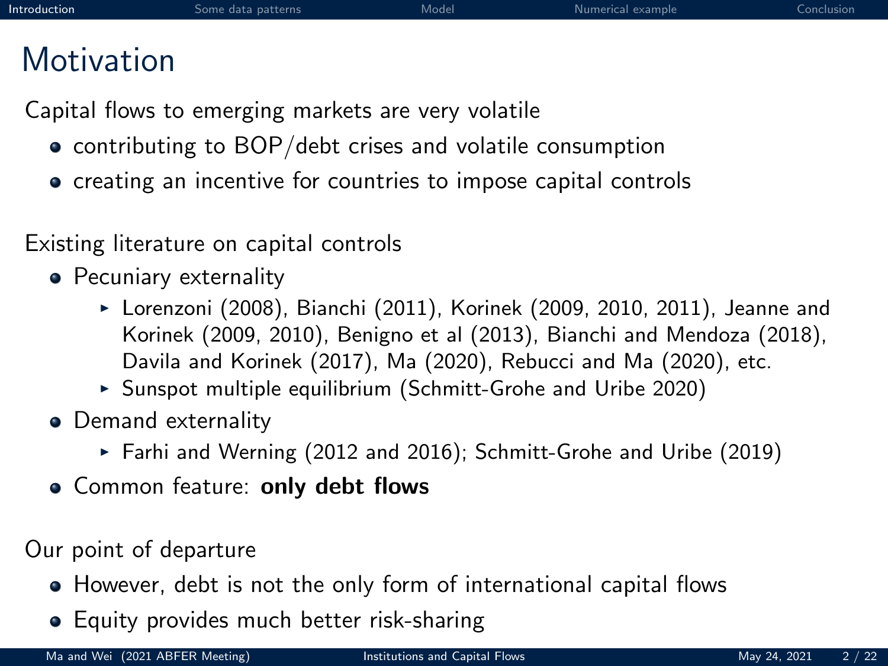# Motivation

Capital flows to emerging markets are very volatile

- contributing to BOP/debt crises and volatile consumption
- creating an incentive for countries to impose capital controls

Existing literature on capital controls

- Pecuniary externality
  - Lorenzoni (2008), Bianchi (2011), Korinek (2009, 2010, 2011), Jeanne and Korinek (2009, 2010), Benigno et al (2013), Bianchi and Mendoza (2018), Davila and Korinek (2017), Ma (2020), Rebucci and Ma (2020), etc.
  - Sunspot multiple equilibrium (Schmitt-Grohe and Uribe 2020)
- Demand externality
  - Farhi and Werning (2012 and 2016); Schmitt-Grohe and Uribe (2019)
- Common feature: **only debt flows**

Our point of departure

- However, debt is not the only form of international capital flows
- Equity provides much better risk-sharing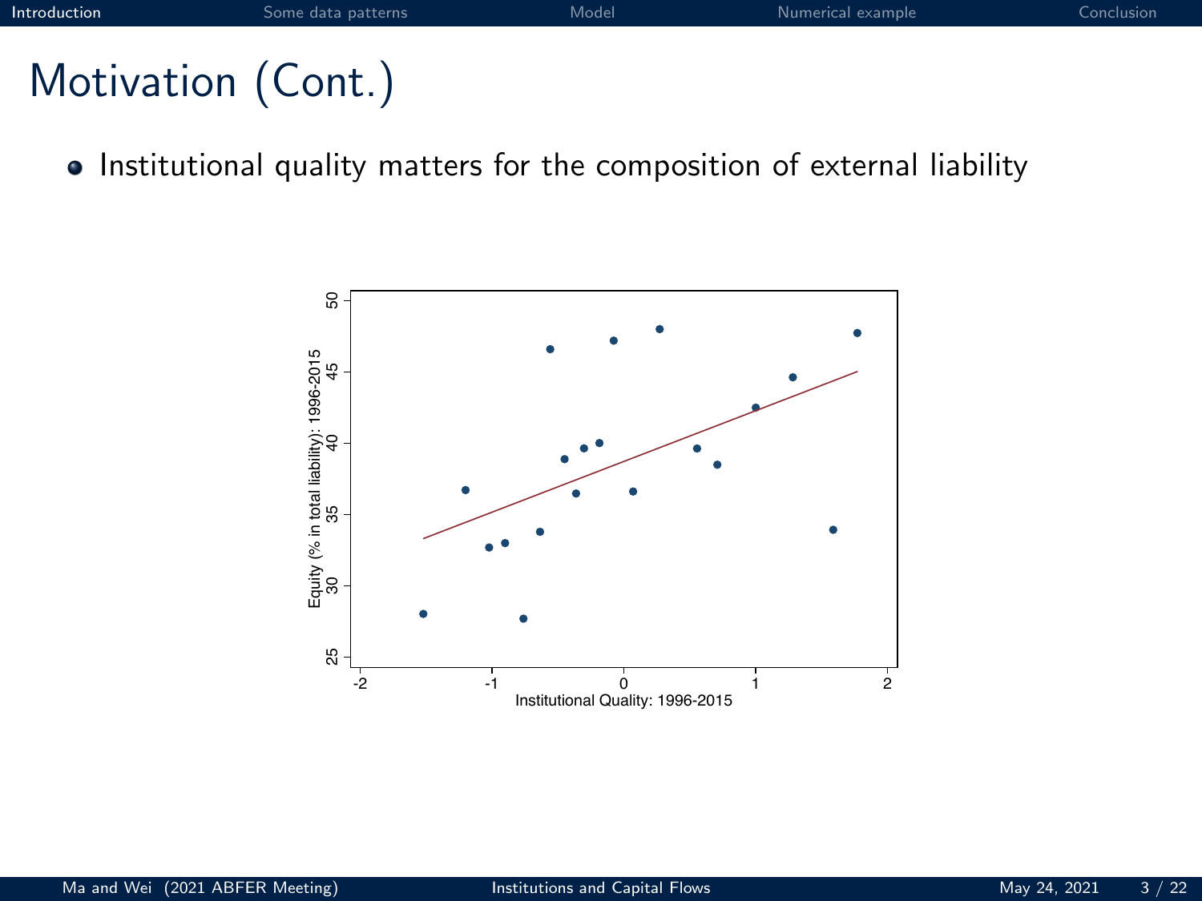# Motivation (Cont.)

- Institutional quality matters for the composition of external liability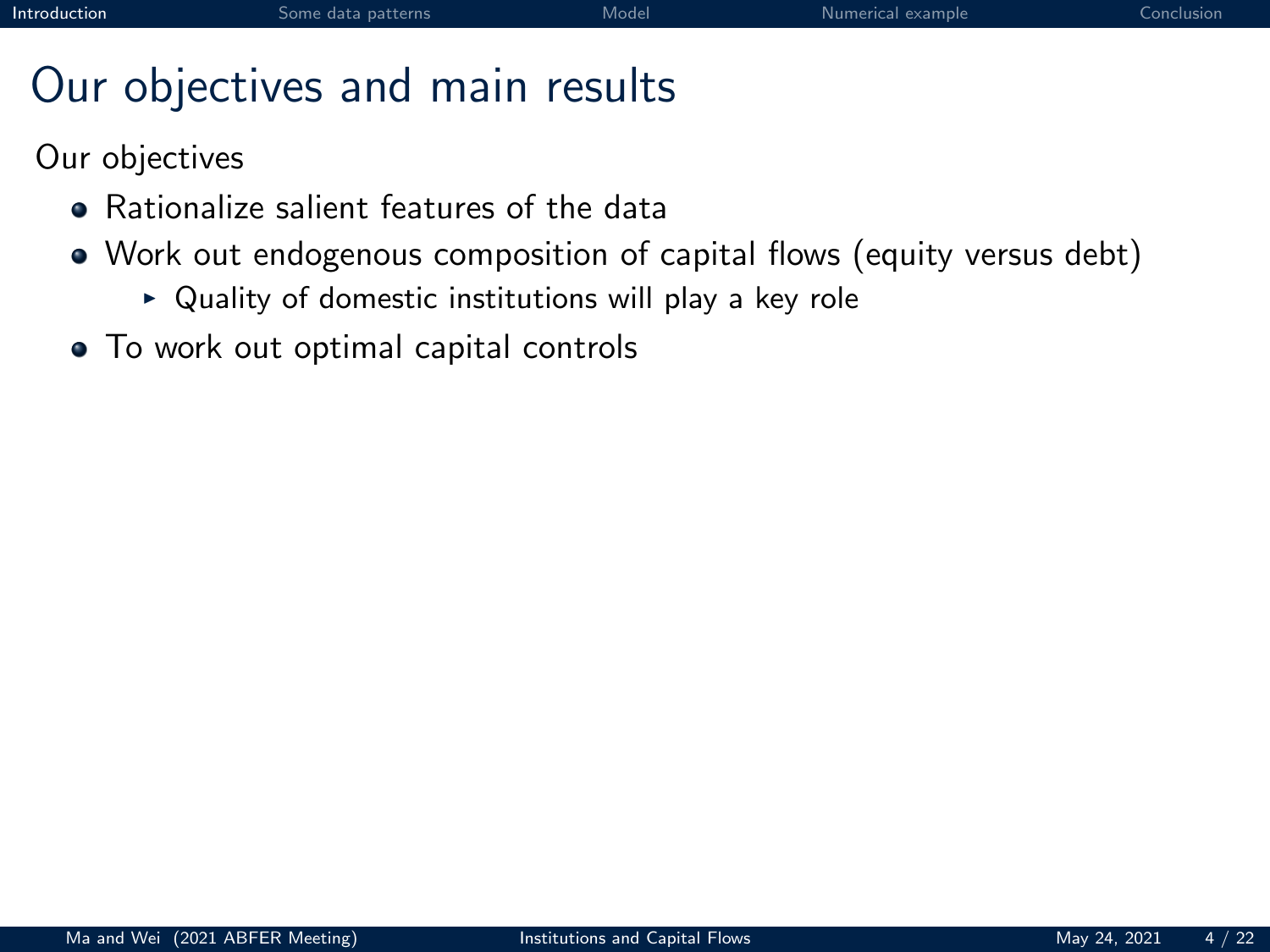# Our objectives and main results

Our objectives

- Rationalize salient features of the data
- Work out endogenous composition of capital flows (equity versus debt)
  - Quality of domestic institutions will play a key role
- To work out optimal capital controls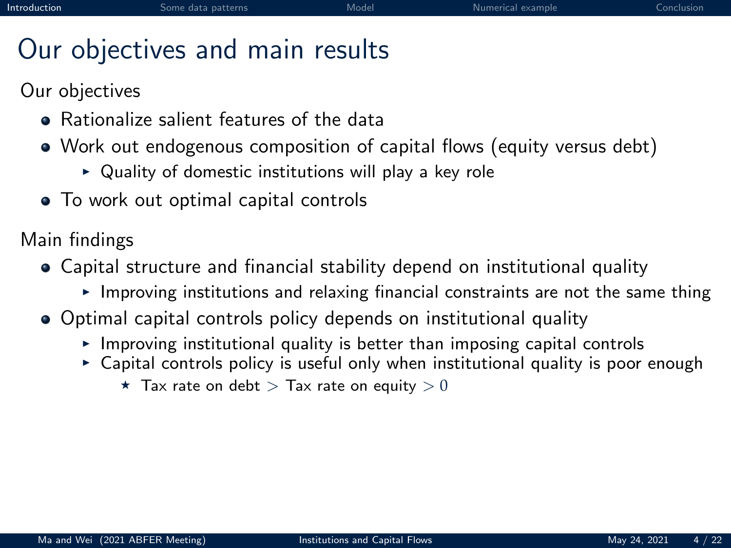# Our objectives and main results

Our objectives

- Rationalize salient features of the data
- Work out endogenous composition of capital flows (equity versus debt)
  - Quality of domestic institutions will play a key role
- To work out optimal capital controls

Main findings

- Capital structure and financial stability depend on institutional quality
  - Improving institutions and relaxing financial constraints are not the same thing
- Optimal capital controls policy depends on institutional quality
  - Improving institutional quality is better than imposing capital controls
  - Capital controls policy is useful only when institutional quality is poor enough
    - Tax rate on debt $>$ Tax rate on equity $> 0$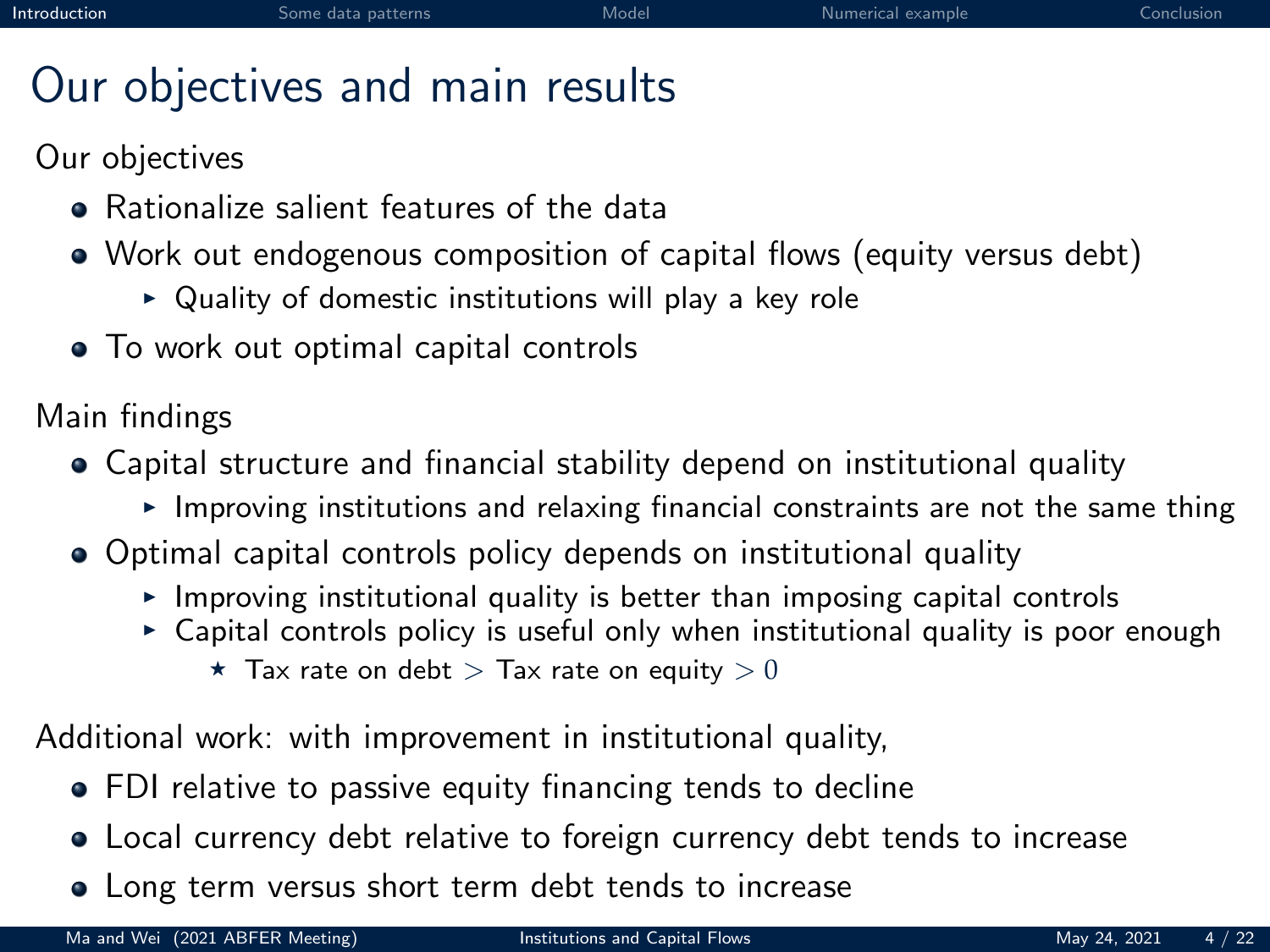# Our objectives and main results

Our objectives

- Rationalize salient features of the data
- Work out endogenous composition of capital flows (equity versus debt)
  - Quality of domestic institutions will play a key role
- To work out optimal capital controls

Main findings

- Capital structure and financial stability depend on institutional quality
  - Improving institutions and relaxing financial constraints are not the same thing
- Optimal capital controls policy depends on institutional quality
  - Improving institutional quality is better than imposing capital controls
  - Capital controls policy is useful only when institutional quality is poor enough
    - Tax rate on debt $>$ Tax rate on equity $> 0$

Additional work: with improvement in institutional quality,

- FDI relative to passive equity financing tends to decline
- Local currency debt relative to foreign currency debt tends to increase
- Long term versus short term debt tends to increase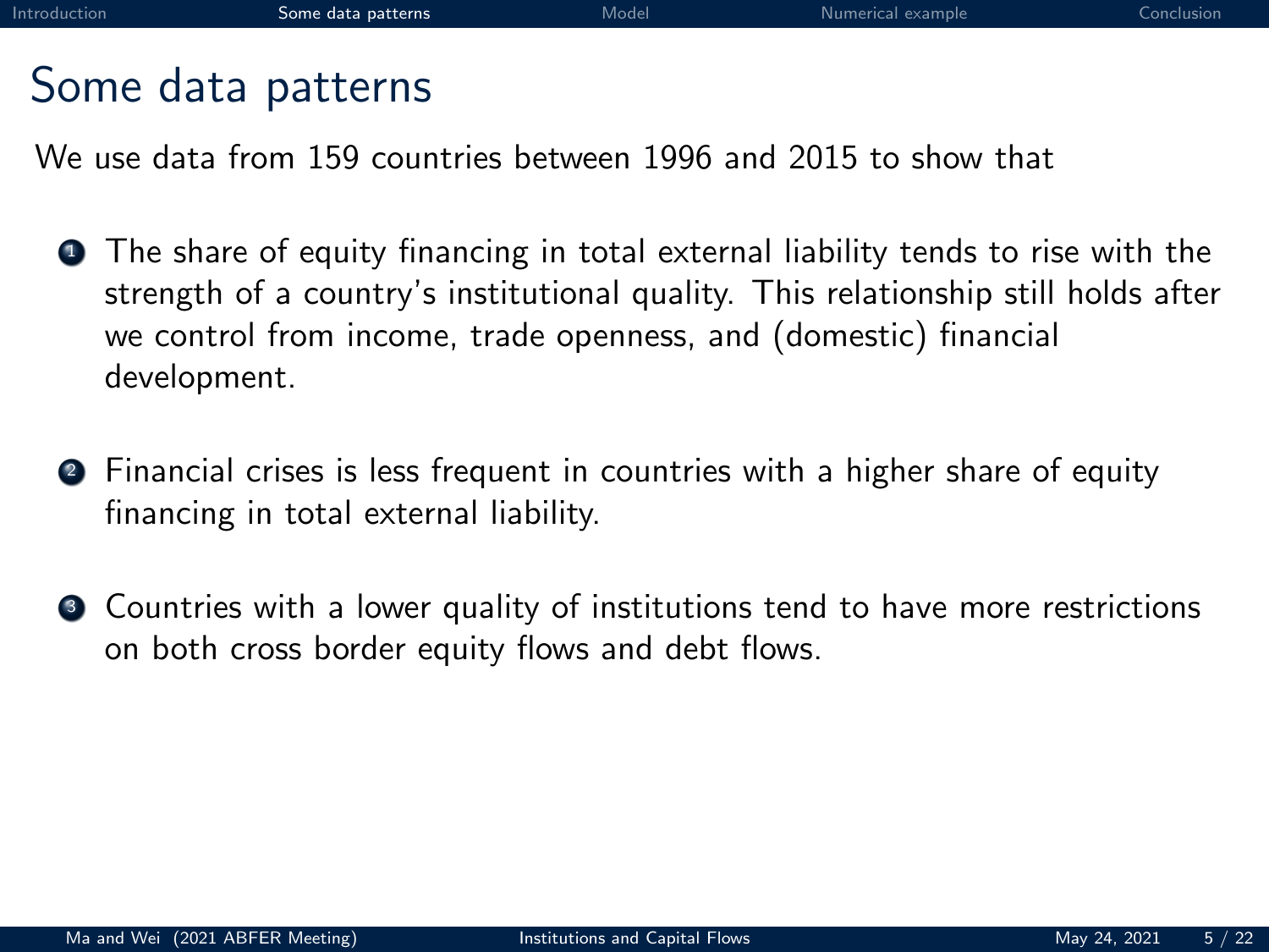# Some data patterns

We use data from 159 countries between 1996 and 2015 to show that

1. The share of equity financing in total external liability tends to rise with the strength of a country's institutional quality. This relationship still holds after we control from income, trade openness, and (domestic) financial development.

2. Financial crises is less frequent in countries with a higher share of equity financing in total external liability.

3. Countries with a lower quality of institutions tend to have more restrictions on both cross border equity flows and debt flows.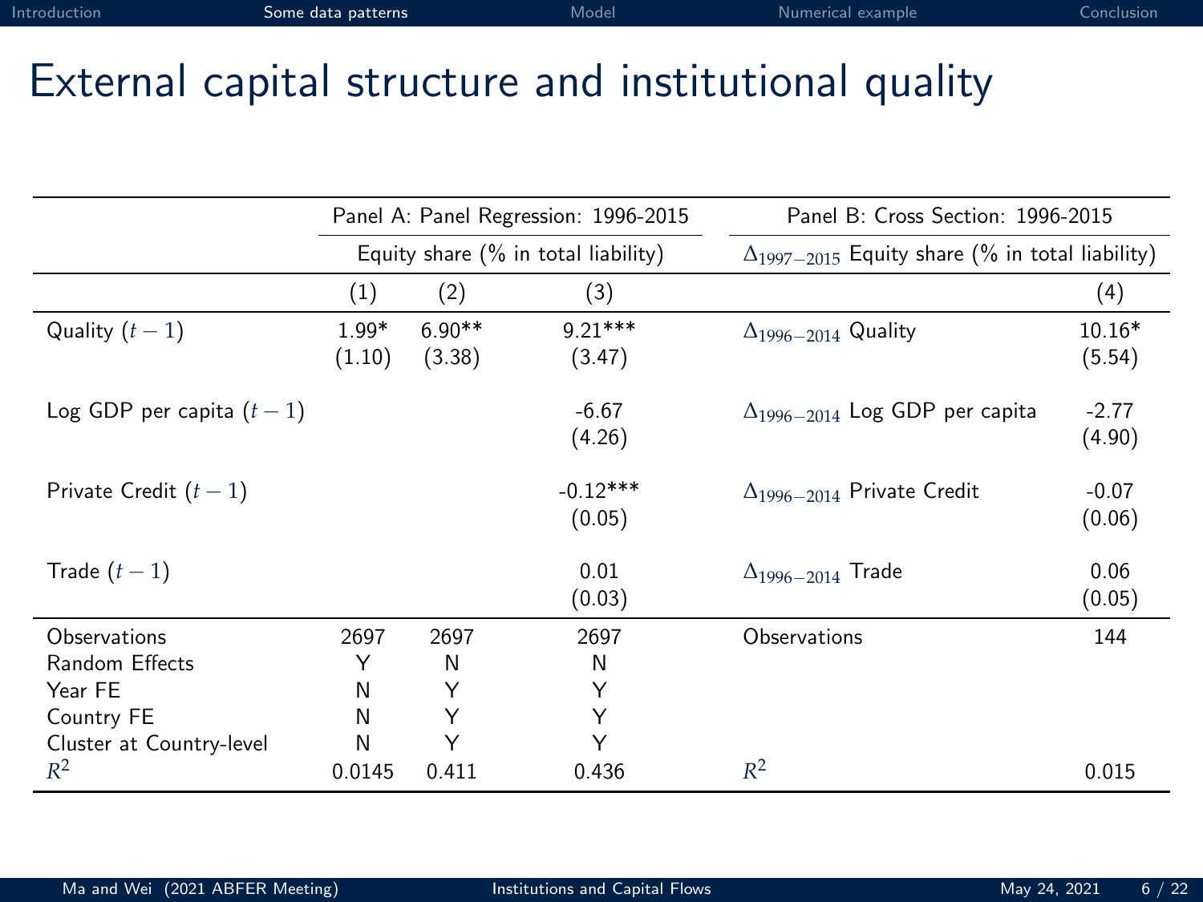# External capital structure and institutional quality

| | Panel A: Panel Regression: 1996-2015 | | | Panel B: Cross Section: 1996-2015 | |
|---|---|---|---|---|---|
| | Equity share (% in total liability) | | | $\Delta_{1997-2015}$ Equity share (% in total liability) | |
| | (1) | (2) | (3) | | (4) |
| Quality ($t-1$) | 1.99* | 6.90** | 9.21*** | $\Delta_{1996-2014}$ Quality | 10.16* |
| | (1.10) | (3.38) | (3.47) | | (5.54) |
| Log GDP per capita ($t-1$) | | | -6.67 | $\Delta_{1996-2014}$ Log GDP per capita | -2.77 |
| | | | (4.26) | | (4.90) |
| Private Credit ($t-1$) | | | -0.12*** | $\Delta_{1996-2014}$ Private Credit | -0.07 |
| | | | (0.05) | | (0.06) |
| Trade ($t-1$) | | | 0.01 | $\Delta_{1996-2014}$ Trade | 0.06 |
| | | | (0.03) | | (0.05) |
| Observations | 2697 | 2697 | 2697 | Observations | 144 |
| Random Effects | Y | N | N | | |
| Year FE | N | Y | Y | | |
| Country FE | N | Y | Y | | |
| Cluster at Country-level | N | Y | Y | | |
| $R^2$ | 0.0145 | 0.411 | 0.436 | $R^2$ | 0.015 |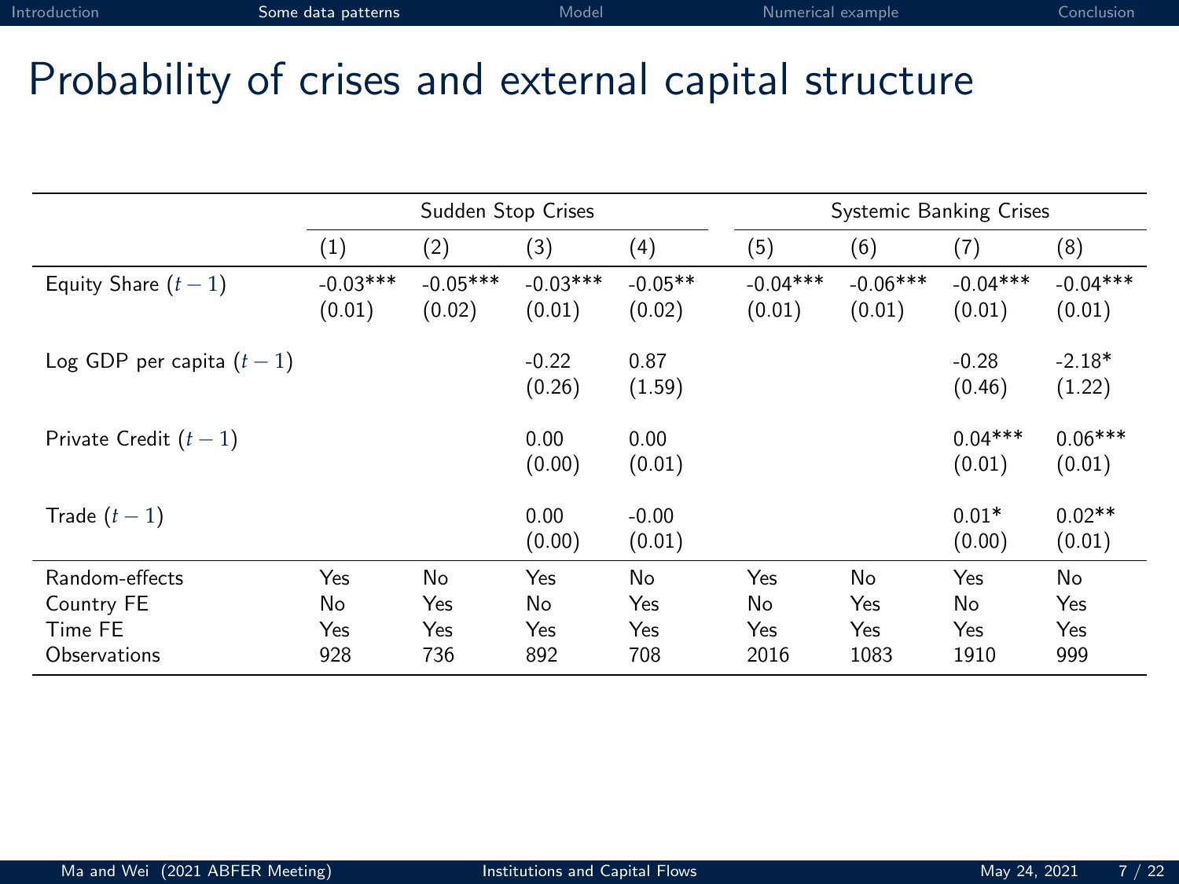# Probability of crises and external capital structure

| | Sudden Stop Crises | | | | Systemic Banking Crises | | | |
|---|---|---|---|---|---|---|---|---|
| | (1) | (2) | (3) | (4) | (5) | (6) | (7) | (8) |
| Equity Share $(t-1)$ | -0.03*** | -0.05*** | -0.03*** | -0.05** | -0.04*** | -0.06*** | -0.04*** | -0.04*** |
| | (0.01) | (0.02) | (0.01) | (0.02) | (0.01) | (0.01) | (0.01) | (0.01) |
| Log GDP per capita $(t-1)$ | | | -0.22 | 0.87 | | | -0.28 | -2.18* |
| | | | (0.26) | (1.59) | | | (0.46) | (1.22) |
| Private Credit $(t-1)$ | | | 0.00 | 0.00 | | | 0.04*** | 0.06*** |
| | | | (0.00) | (0.01) | | | (0.01) | (0.01) |
| Trade $(t-1)$ | | | 0.00 | -0.00 | | | 0.01* | 0.02** |
| | | | (0.00) | (0.01) | | | (0.00) | (0.01) |
| Random-effects | Yes | No | Yes | No | Yes | No | Yes | No |
| Country FE | No | Yes | No | Yes | No | Yes | No | Yes |
| Time FE | Yes | Yes | Yes | Yes | Yes | Yes | Yes | Yes |
| Observations | 928 | 736 | 892 | 708 | 2016 | 1083 | 1910 | 999 |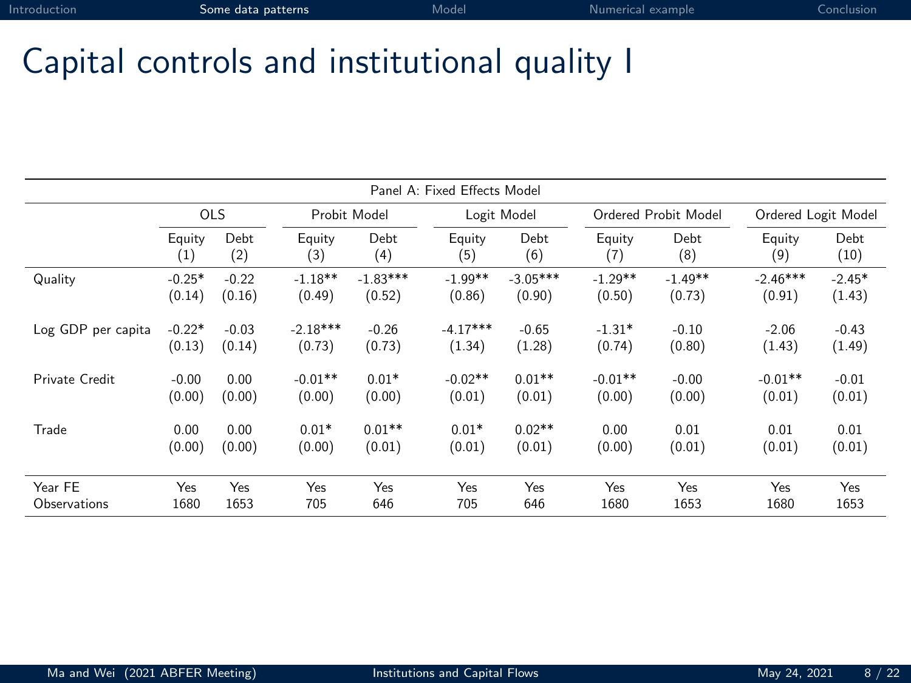# Capital controls and institutional quality I

| Panel A: Fixed Effects Model | | | | | | | | | | |
|---|---|---|---|---|---|---|---|---|---|---|
| | OLS | | Probit Model | | Logit Model | | Ordered Probit Model | | Ordered Logit Model | |
| | Equity (1) | Debt (2) | Equity (3) | Debt (4) | Equity (5) | Debt (6) | Equity (7) | Debt (8) | Equity (9) | Debt (10) |
| Quality | -0.25* | -0.22 | -1.18** | -1.83*** | -1.99** | -3.05*** | -1.29** | -1.49** | -2.46*** | -2.45* |
| | (0.14) | (0.16) | (0.49) | (0.52) | (0.86) | (0.90) | (0.50) | (0.73) | (0.91) | (1.43) |
| Log GDP per capita | -0.22* | -0.03 | -2.18*** | -0.26 | -4.17*** | -0.65 | -1.31* | -0.10 | -2.06 | -0.43 |
| | (0.13) | (0.14) | (0.73) | (0.73) | (1.34) | (1.28) | (0.74) | (0.80) | (1.43) | (1.49) |
| Private Credit | -0.00 | 0.00 | -0.01** | 0.01* | -0.02** | 0.01** | -0.01** | -0.00 | -0.01** | -0.01 |
| | (0.00) | (0.00) | (0.00) | (0.00) | (0.01) | (0.01) | (0.00) | (0.00) | (0.01) | (0.01) |
| Trade | 0.00 | 0.00 | 0.01* | 0.01** | 0.01* | 0.02** | 0.00 | 0.01 | 0.01 | 0.01 |
| | (0.00) | (0.00) | (0.00) | (0.01) | (0.01) | (0.01) | (0.00) | (0.01) | (0.01) | (0.01) |
| Year FE | Yes | Yes | Yes | Yes | Yes | Yes | Yes | Yes | Yes | Yes |
| Observations | 1680 | 1653 | 705 | 646 | 705 | 646 | 1680 | 1653 | 1680 | 1653 |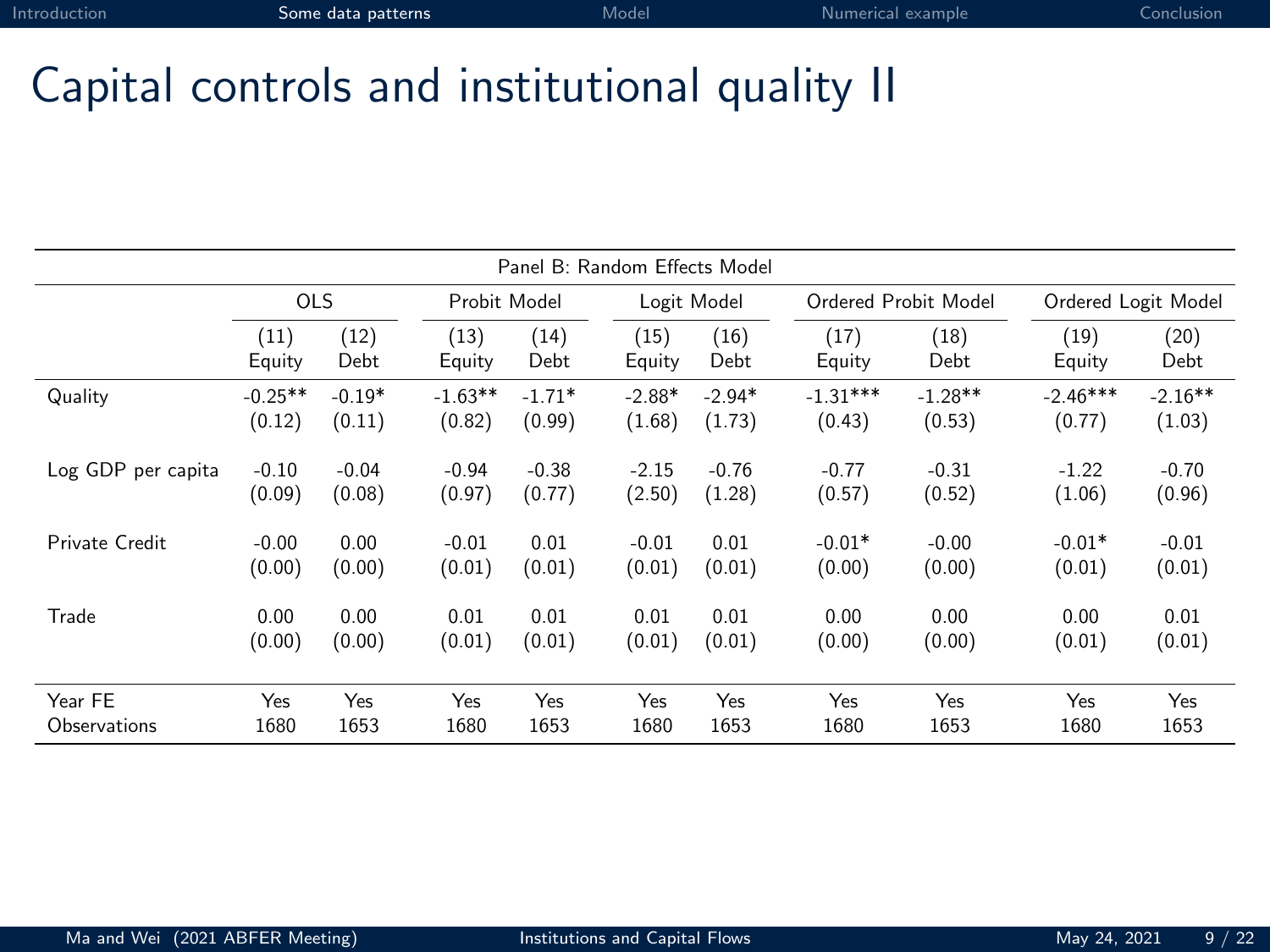# Capital controls and institutional quality II

| Panel B: Random Effects Model | | | | | | | | | | |
|---|---|---|---|---|---|---|---|---|---|---|
| | OLS | | Probit Model | | Logit Model | | Ordered Probit Model | | Ordered Logit Model | |
| | (11) Equity | (12) Debt | (13) Equity | (14) Debt | (15) Equity | (16) Debt | (17) Equity | (18) Debt | (19) Equity | (20) Debt |
| Quality | -0.25** | -0.19* | -1.63** | -1.71* | -2.88* | -2.94* | -1.31*** | -1.28** | -2.46*** | -2.16** |
| | (0.12) | (0.11) | (0.82) | (0.99) | (1.68) | (1.73) | (0.43) | (0.53) | (0.77) | (1.03) |
| Log GDP per capita | -0.10 | -0.04 | -0.94 | -0.38 | -2.15 | -0.76 | -0.77 | -0.31 | -1.22 | -0.70 |
| | (0.09) | (0.08) | (0.97) | (0.77) | (2.50) | (1.28) | (0.57) | (0.52) | (1.06) | (0.96) |
| Private Credit | -0.00 | 0.00 | -0.01 | 0.01 | -0.01 | 0.01 | -0.01* | -0.00 | -0.01* | -0.01 |
| | (0.00) | (0.00) | (0.01) | (0.01) | (0.01) | (0.01) | (0.00) | (0.00) | (0.01) | (0.01) |
| Trade | 0.00 | 0.00 | 0.01 | 0.01 | 0.01 | 0.01 | 0.00 | 0.00 | 0.00 | 0.01 |
| | (0.00) | (0.00) | (0.01) | (0.01) | (0.01) | (0.01) | (0.00) | (0.00) | (0.01) | (0.01) |
| Year FE | Yes | Yes | Yes | Yes | Yes | Yes | Yes | Yes | Yes | Yes |
| Observations | 1680 | 1653 | 1680 | 1653 | 1680 | 1653 | 1680 | 1653 | 1680 | 1653 |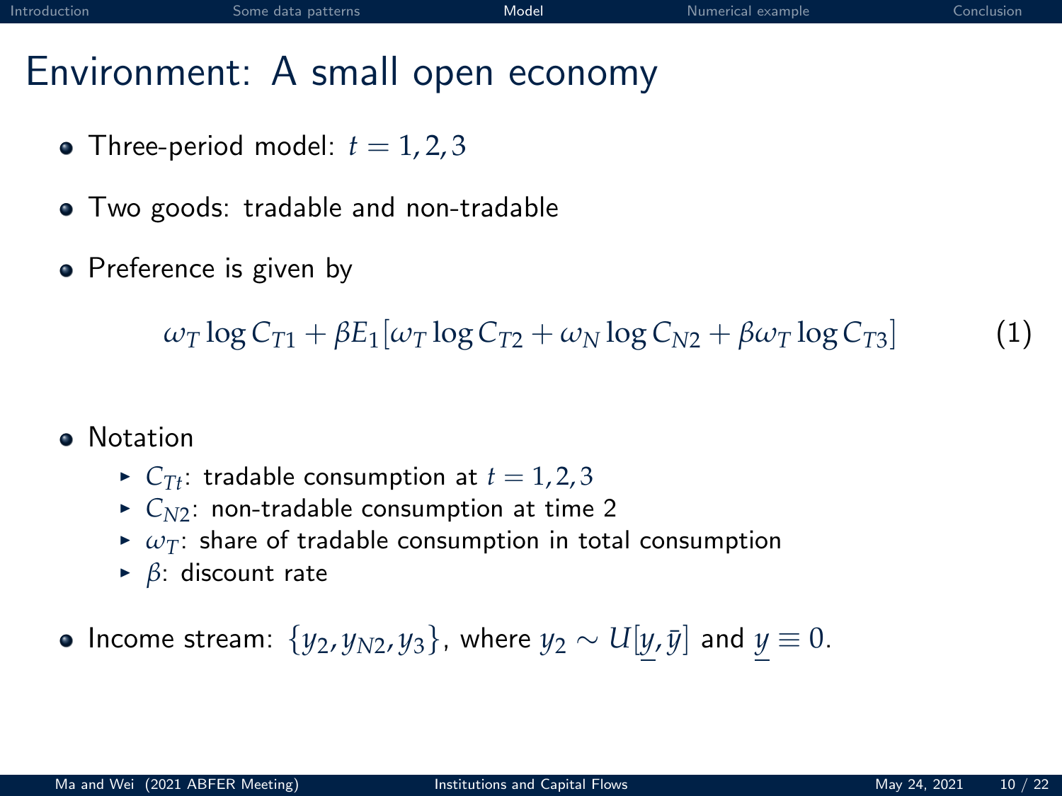# Environment: A small open economy

- Three-period model: $t = 1, 2, 3$
- Two goods: tradable and non-tradable
- Preference is given by

$$\omega_T \log C_{T1} + \beta E_1 [\omega_T \log C_{T2} + \omega_N \log C_{N2} + \beta \omega_T \log C_{T3}] \tag{1}$$

- Notation
  - $C_{Tt}$: tradable consumption at $t = 1, 2, 3$
  - $C_{N2}$: non-tradable consumption at time 2
  - $\omega_T$: share of tradable consumption in total consumption
  - $\beta$: discount rate
- Income stream: $\{y_2, y_{N2}, y_3\}$, where $y_2 \sim U[\underline{y}, \bar{y}]$ and $\underline{y} \equiv 0$.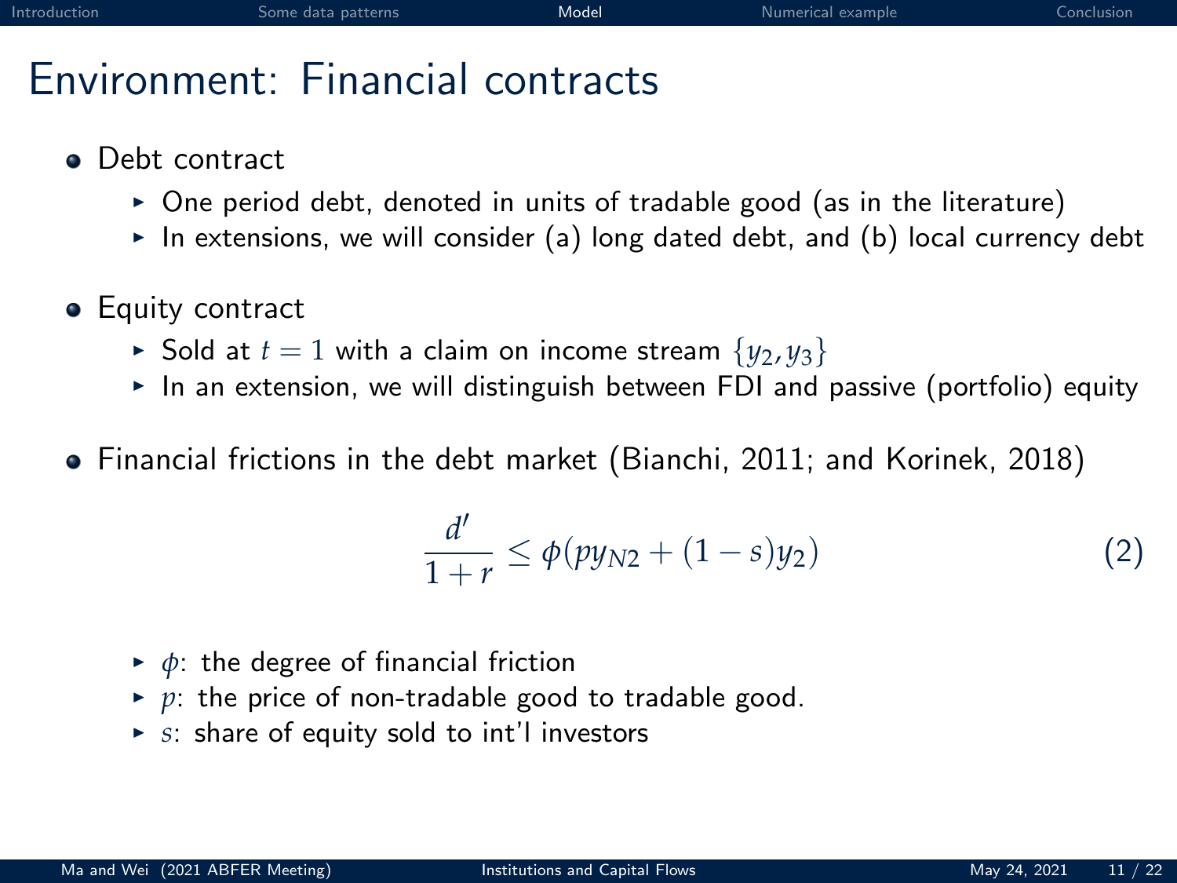# Environment: Financial contracts

- Debt contract
  - One period debt, denoted in units of tradable good (as in the literature)
  - In extensions, we will consider (a) long dated debt, and (b) local currency debt
- Equity contract
  - Sold at $t = 1$ with a claim on income stream $\{y_2, y_3\}$
  - In an extension, we will distinguish between FDI and passive (portfolio) equity
- Financial frictions in the debt market (Bianchi, 2011; and Korinek, 2018)

$$\frac{d'}{1+r} \leq \phi(py_{N2} + (1-s)y_2) \tag{2}$$

  - $\phi$: the degree of financial friction
  - $p$: the price of non-tradable good to tradable good.
  - $s$: share of equity sold to int'l investors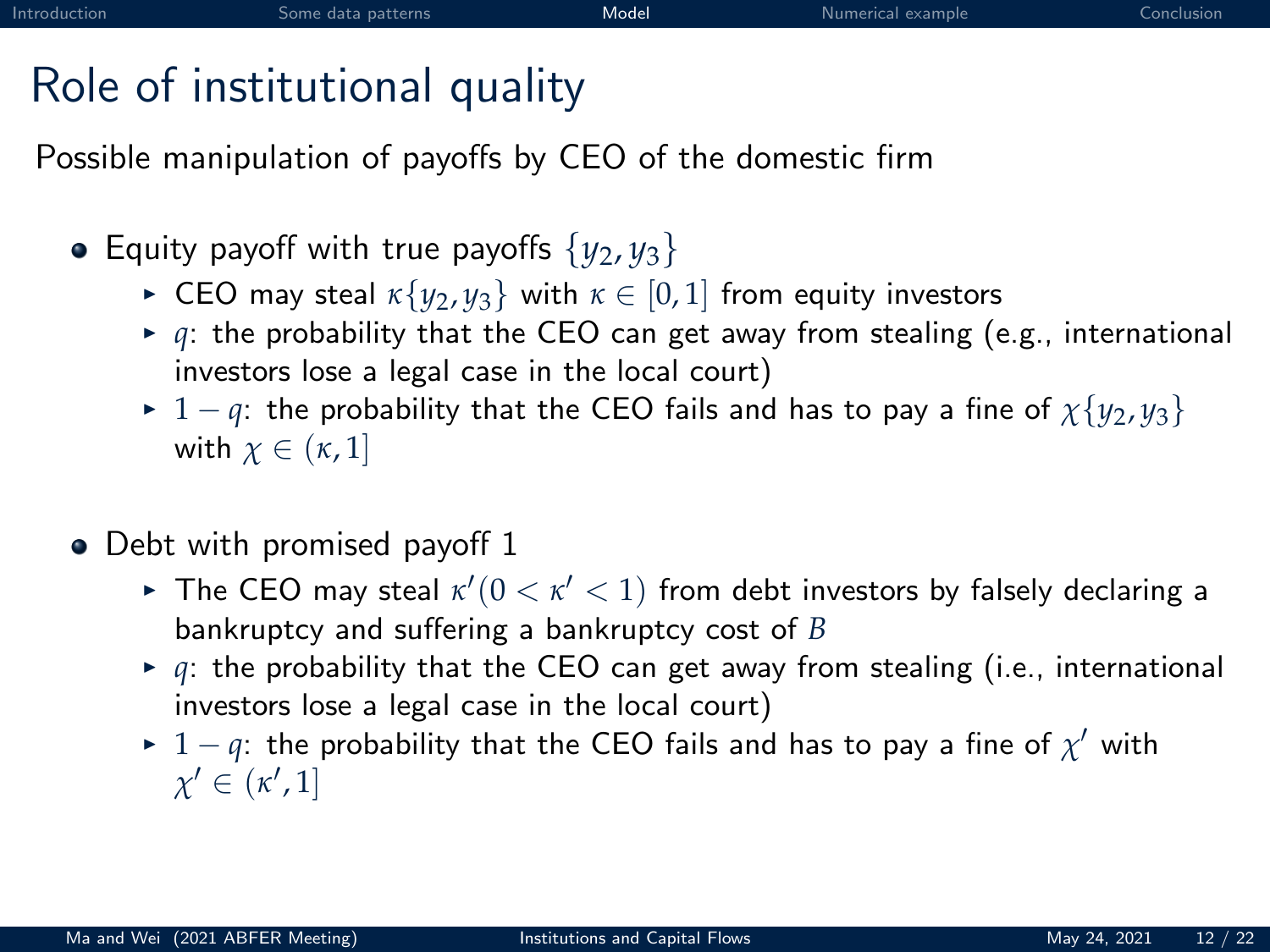# Role of institutional quality

Possible manipulation of payoffs by CEO of the domestic firm

- Equity payoff with true payoffs $\{y_2, y_3\}$
  - CEO may steal $\kappa\{y_2, y_3\}$ with $\kappa \in [0, 1]$ from equity investors
  - $q$: the probability that the CEO can get away from stealing (e.g., international investors lose a legal case in the local court)
  - $1 - q$: the probability that the CEO fails and has to pay a fine of $\chi\{y_2, y_3\}$ with $\chi \in (\kappa, 1]$

- Debt with promised payoff 1
  - The CEO may steal $\kappa'(0 < \kappa' < 1)$ from debt investors by falsely declaring a bankruptcy and suffering a bankruptcy cost of $B$
  - $q$: the probability that the CEO can get away from stealing (i.e., international investors lose a legal case in the local court)
  - $1 - q$: the probability that the CEO fails and has to pay a fine of $\chi'$ with $\chi' \in (\kappa', 1]$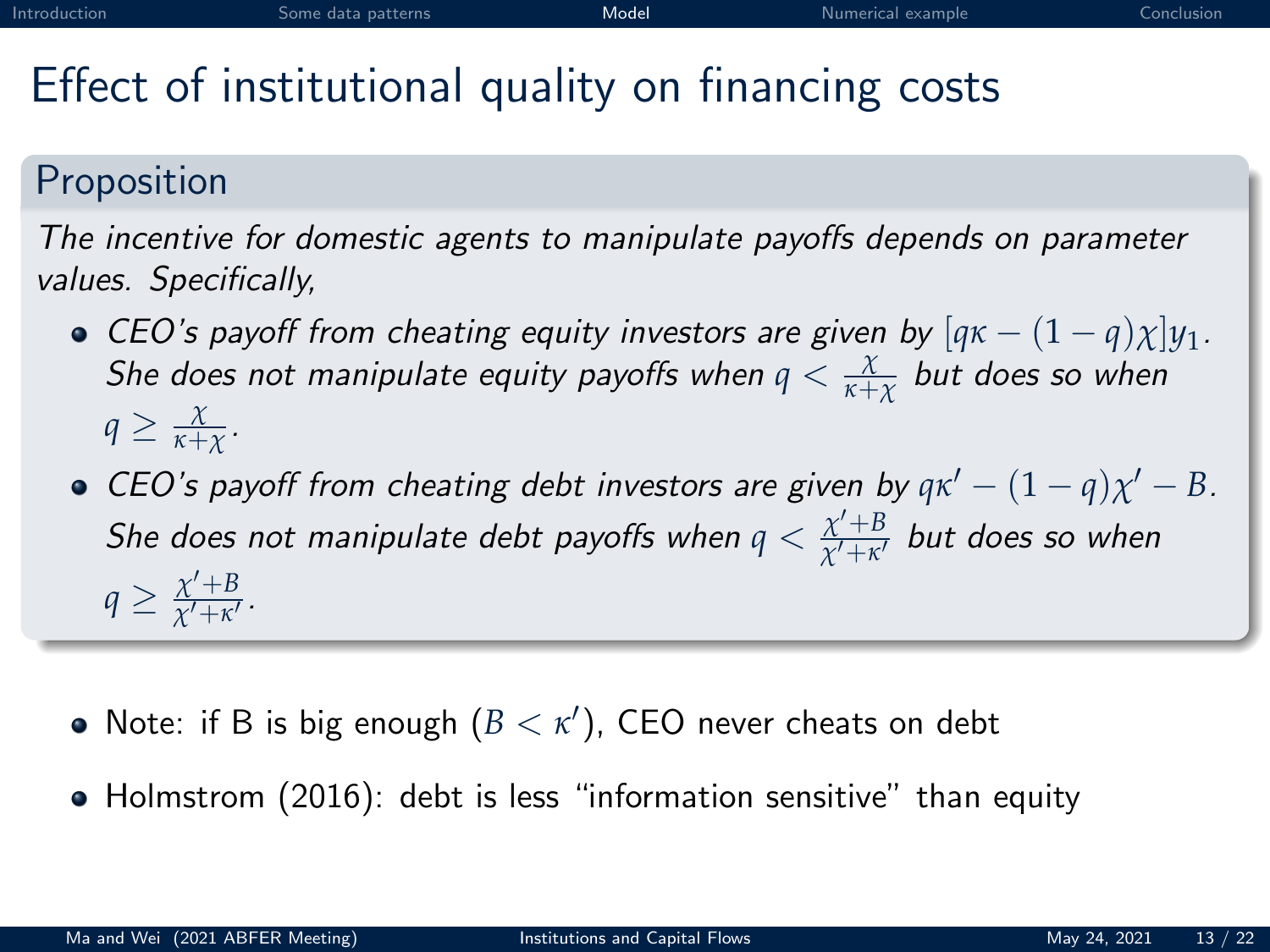# Effect of institutional quality on financing costs

## Proposition

*The incentive for domestic agents to manipulate payoffs depends on parameter values. Specifically,*

- *CEO's payoff from cheating equity investors are given by* $[q\kappa - (1-q)\chi]y_1$*. She does not manipulate equity payoffs when* $q < \frac{\chi}{\kappa + \chi}$ *but does so when* $q \geq \frac{\chi}{\kappa+\chi}$*.*
- *CEO's payoff from cheating debt investors are given by* $q\kappa' - (1-q)\chi' - B$*. She does not manipulate debt payoffs when* $q < \frac{\chi' + B}{\chi' + \kappa'}$ *but does so when* $q \geq \frac{\chi'+B}{\chi'+\kappa'}$*.*

---

- Note: if B is big enough ($B < \kappa'$), CEO never cheats on debt
- Holmstrom (2016): debt is less "information sensitive" than equity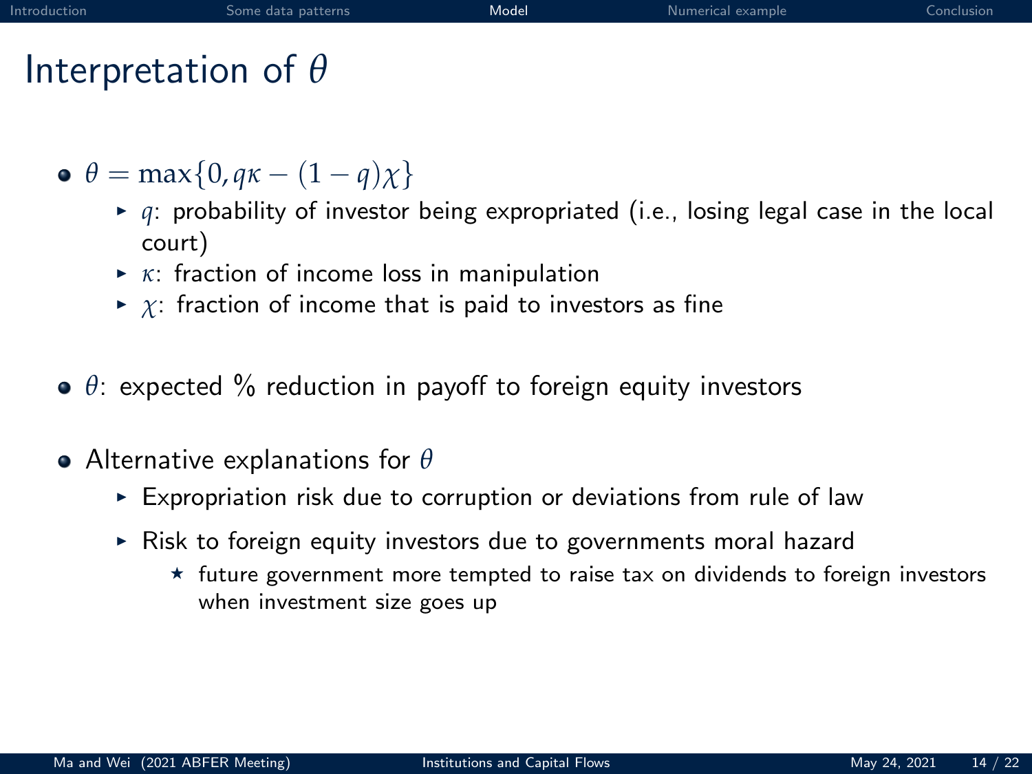# Interpretation of $\theta$

- $\theta = \max\{0, q\kappa - (1-q)\chi\}$
  - $q$: probability of investor being expropriated (i.e., losing legal case in the local court)
  - $\kappa$: fraction of income loss in manipulation
  - $\chi$: fraction of income that is paid to investors as fine

- $\theta$: expected % reduction in payoff to foreign equity investors

- Alternative explanations for $\theta$
  - Expropriation risk due to corruption or deviations from rule of law
  - Risk to foreign equity investors due to governments moral hazard
    - future government more tempted to raise tax on dividends to foreign investors when investment size goes up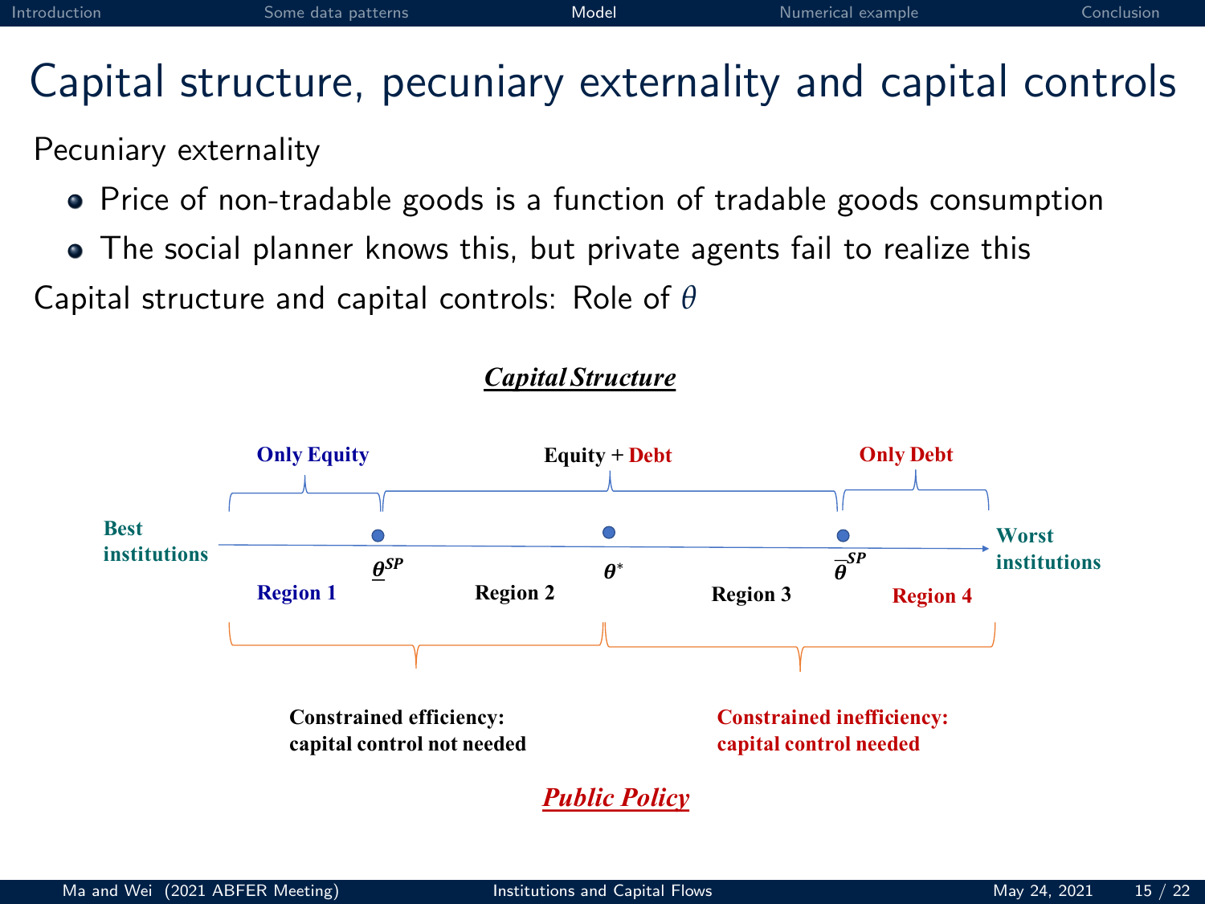# Capital structure, pecuniary externality and capital controls

Pecuniary externality

- Price of non-tradable goods is a function of tradable goods consumption
- The social planner knows this, but private agents fail to realize this

Capital structure and capital controls: Role of $\theta$

***Capital Structure***

**Only Equity** | **Equity + Debt** | **Only Debt**

**Best institutions** — $\underline{\theta}^{SP}$ — $\theta^{*}$ — $\overline{\theta}^{SP}$ — **Worst institutions**

**Region 1** | **Region 2** | **Region 3** | **Region 4**

**Constrained efficiency: capital control not needed** (Regions 1–2)

**Constrained inefficiency: capital control needed** (Regions 3–4)

***Public Policy***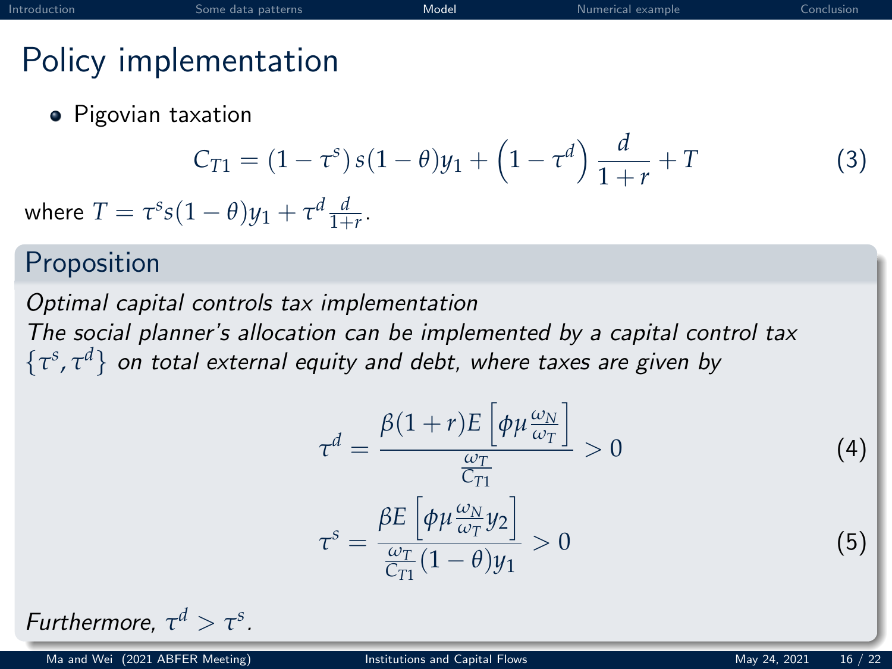# Policy implementation

- Pigovian taxation

$$C_{T1} = (1-\tau^s)\, s(1-\theta)y_1 + \left(1-\tau^d\right)\frac{d}{1+r} + T \tag{3}$$

where $T = \tau^s s(1-\theta)y_1 + \tau^d \frac{d}{1+r}$.

## Proposition

*Optimal capital controls tax implementation*
*The social planner's allocation can be implemented by a capital control tax $\{\tau^s, \tau^d\}$ on total external equity and debt, where taxes are given by*

$$\tau^d = \frac{\beta(1+r)E\left[\phi\mu\frac{\omega_N}{\omega_T}\right]}{\frac{\omega_T}{C_{T1}}} > 0 \tag{4}$$

$$\tau^s = \frac{\beta E\left[\phi\mu\frac{\omega_N}{\omega_T}y_2\right]}{\frac{\omega_T}{C_{T1}}(1-\theta)y_1} > 0 \tag{5}$$

*Furthermore, $\tau^d > \tau^s$.*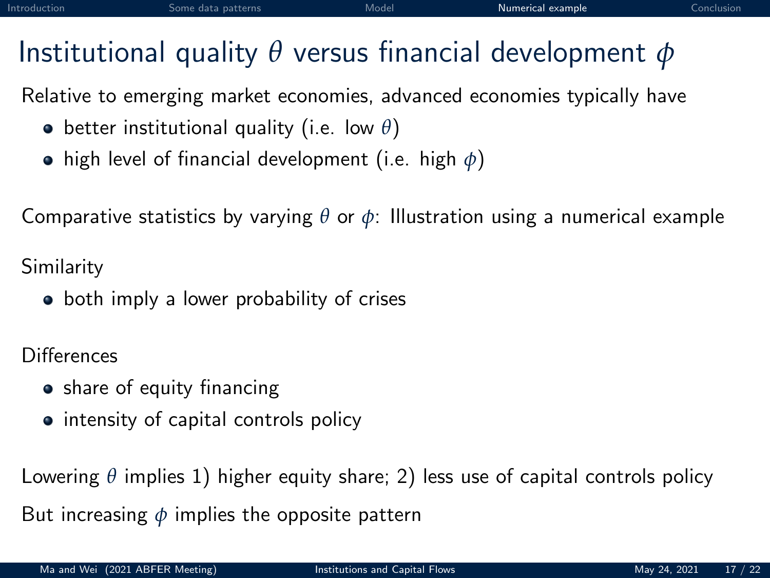# Institutional quality $\theta$ versus financial development $\phi$

Relative to emerging market economies, advanced economies typically have

- better institutional quality (i.e. low $\theta$)
- high level of financial development (i.e. high $\phi$)

Comparative statistics by varying $\theta$ or $\phi$: Illustration using a numerical example

Similarity

- both imply a lower probability of crises

Differences

- share of equity financing
- intensity of capital controls policy

Lowering $\theta$ implies 1) higher equity share; 2) less use of capital controls policy

But increasing $\phi$ implies the opposite pattern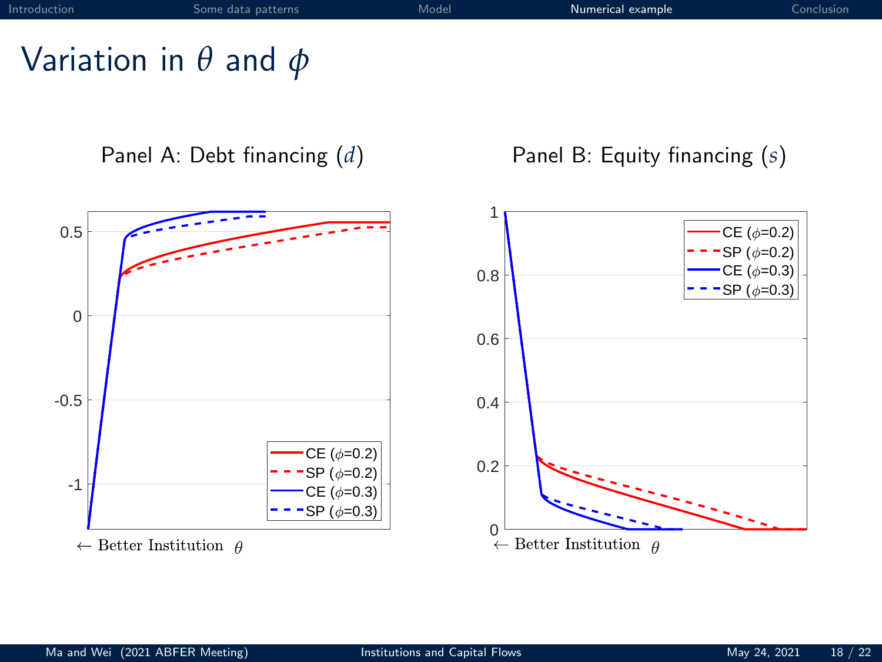# Variation in $\theta$ and $\phi$

Panel A: Debt financing ($d$)

Panel B: Equity financing ($s$)

← Better Institution $\theta$

← Better Institution $\theta$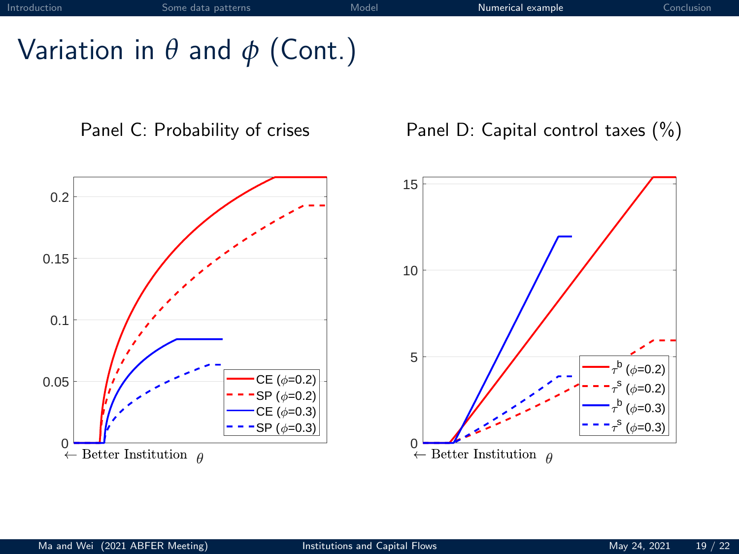# Variation in $\theta$ and $\phi$ (Cont.)

Panel C: Probability of crises

Panel D: Capital control taxes (%)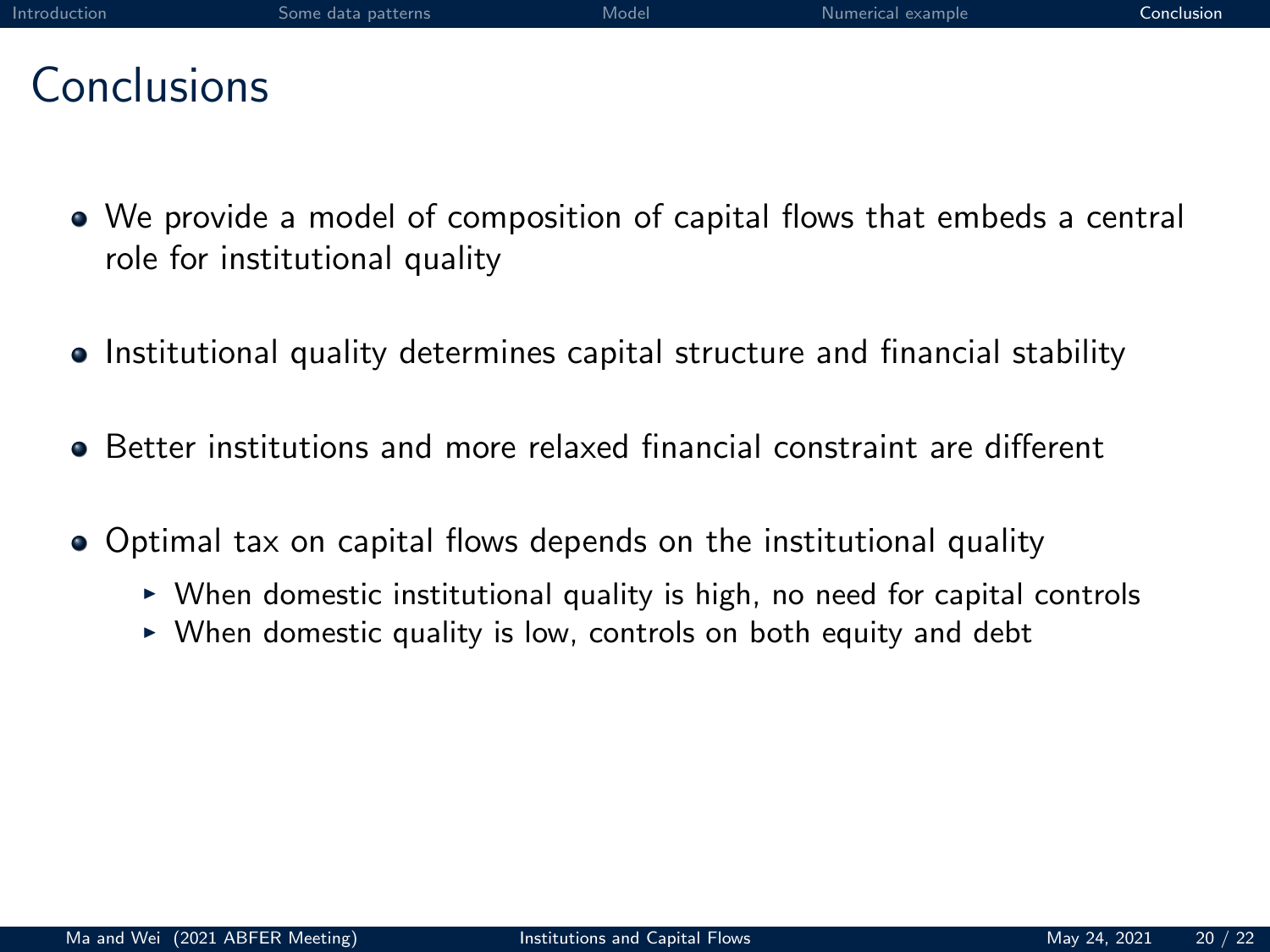# Conclusions

- We provide a model of composition of capital flows that embeds a central role for institutional quality
- Institutional quality determines capital structure and financial stability
- Better institutions and more relaxed financial constraint are different
- Optimal tax on capital flows depends on the institutional quality
  - When domestic institutional quality is high, no need for capital controls
  - When domestic quality is low, controls on both equity and debt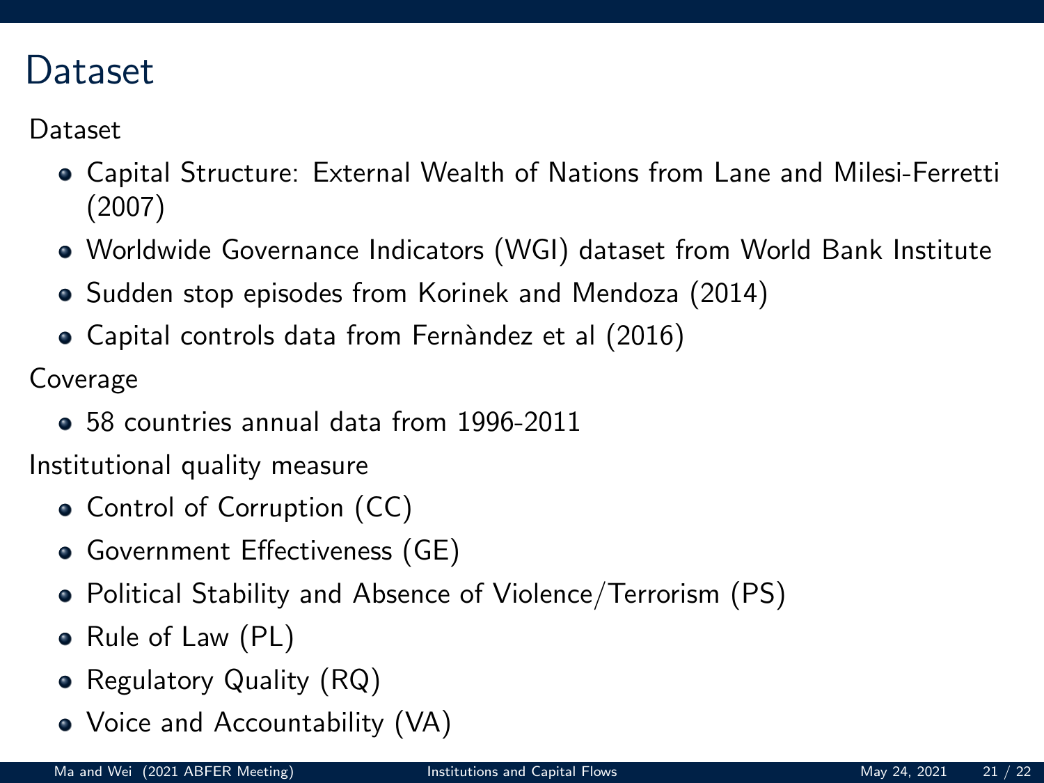# Dataset

Dataset

- Capital Structure: External Wealth of Nations from Lane and Milesi-Ferretti (2007)
- Worldwide Governance Indicators (WGI) dataset from World Bank Institute
- Sudden stop episodes from Korinek and Mendoza (2014)
- Capital controls data from Fernàndez et al (2016)

Coverage

- 58 countries annual data from 1996-2011

Institutional quality measure

- Control of Corruption (CC)
- Government Effectiveness (GE)
- Political Stability and Absence of Violence/Terrorism (PS)
- Rule of Law (PL)
- Regulatory Quality (RQ)
- Voice and Accountability (VA)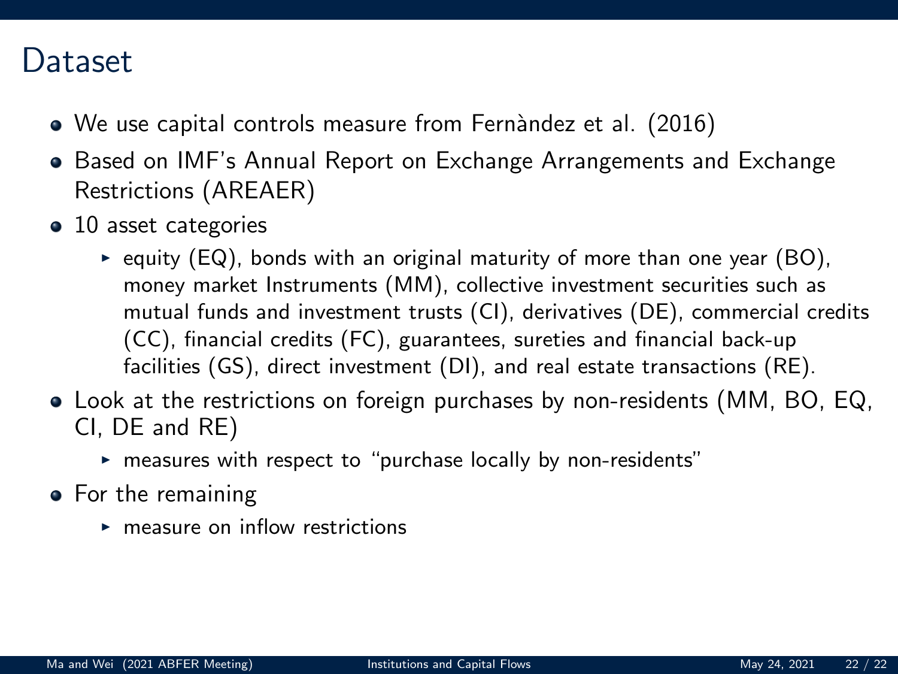# Dataset

- We use capital controls measure from Fernàndez et al. (2016)
- Based on IMF's Annual Report on Exchange Arrangements and Exchange Restrictions (AREAER)
- 10 asset categories
  - equity (EQ), bonds with an original maturity of more than one year (BO), money market Instruments (MM), collective investment securities such as mutual funds and investment trusts (CI), derivatives (DE), commercial credits (CC), financial credits (FC), guarantees, sureties and financial back-up facilities (GS), direct investment (DI), and real estate transactions (RE).
- Look at the restrictions on foreign purchases by non-residents (MM, BO, EQ, CI, DE and RE)
  - measures with respect to "purchase locally by non-residents"
- For the remaining
  - measure on inflow restrictions